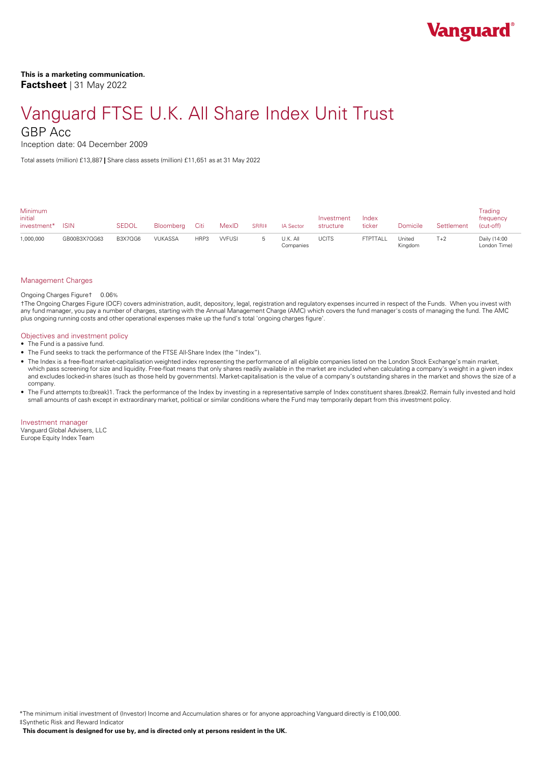**This is a marketing communication.**
**Factsheet** | 31 May 2022

# Vanguard FTSE U.K. All Share Index Unit Trust

## GBP Acc

Inception date: 04 December 2009

Total assets (million) £13,887 | Share class assets (million) £11,651 as at 31 May 2022

| Minimum initial investment* | ISIN | SEDOL | Bloomberg | Citi | MexID | SRRI‡ | IA Sector | Investment structure | Index ticker | Domicile | Settlement | Trading frequency (cut-off) |
|---|---|---|---|---|---|---|---|---|---|---|---|---|
| 1,000,000 | GB00B3X7QG63 | B3X7QG6 | VUKASSA | HRP3 | VVFUSI | 5 | U.K. All Companies | UCITS | FTPTTALL | United Kingdom | T+2 | Daily (14:00 London Time) |

### Management Charges

Ongoing Charges Figure† 0.06%

†The Ongoing Charges Figure (OCF) covers administration, audit, depository, legal, registration and regulatory expenses incurred in respect of the Funds. When you invest with any fund manager, you pay a number of charges, starting with the Annual Management Charge (AMC) which covers the fund manager's costs of managing the fund. The AMC plus ongoing running costs and other operational expenses make up the fund's total 'ongoing charges figure'.

### Objectives and investment policy

- The Fund is a passive fund.
- The Fund seeks to track the performance of the FTSE All-Share Index (the "Index").
- The Index is a free-float market-capitalisation weighted index representing the performance of all eligible companies listed on the London Stock Exchange's main market, which pass screening for size and liquidity. Free-float means that only shares readily available in the market are included when calculating a company's weight in a given index and excludes locked-in shares (such as those held by governments). Market-capitalisation is the value of a company's outstanding shares in the market and shows the size of a company.
- The Fund attempts to:{break}1. Track the performance of the Index by investing in a representative sample of Index constituent shares.{break}2. Remain fully invested and hold small amounts of cash except in extraordinary market, political or similar conditions where the Fund may temporarily depart from this investment policy.

### Investment manager

Vanguard Global Advisers, LLC
Europe Equity Index Team

*The minimum initial investment of (Investor) Income and Accumulation shares or for anyone approaching Vanguard directly is £100,000.
‡Synthetic Risk and Reward Indicator

**This document is designed for use by, and is directed only at persons resident in the UK.**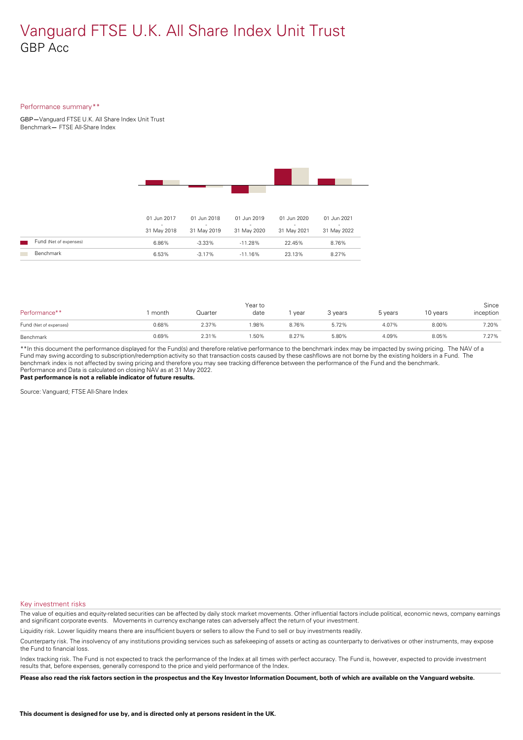# Vanguard FTSE U.K. All Share Index Unit Trust

## GBP Acc

### Performance summary**

GBP—Vanguard FTSE U.K. All Share Index Unit Trust
Benchmark— FTSE All-Share Index

| | 01 Jun 2017 - 31 May 2018 | 01 Jun 2018 - 31 May 2019 | 01 Jun 2019 - 31 May 2020 | 01 Jun 2020 - 31 May 2021 | 01 Jun 2021 - 31 May 2022 |
|---|---|---|---|---|---|
| Fund (Net of expenses) | 6.86% | -3.33% | -11.28% | 22.45% | 8.76% |
| Benchmark | 6.53% | -3.17% | -11.16% | 23.13% | 8.27% |

| Performance** | 1 month | Quarter | Year to date | 1 year | 3 years | 5 years | 10 years | Since inception |
|---|---|---|---|---|---|---|---|---|
| Fund (Net of expenses) | 0.68% | 2.37% | 1.98% | 8.76% | 5.72% | 4.07% | 8.00% | 7.20% |
| Benchmark | 0.69% | 2.31% | 1.50% | 8.27% | 5.80% | 4.09% | 8.05% | 7.27% |

**In this document the performance displayed for the Fund(s) and therefore relative performance to the benchmark index may be impacted by swing pricing. The NAV of a Fund may swing according to subscription/redemption activity so that transaction costs caused by these cashflows are not borne by the existing holders in a Fund. The benchmark index is not affected by swing pricing and therefore you may see tracking difference between the performance of the Fund and the benchmark.
Performance and Data is calculated on closing NAV as at 31 May 2022.
**Past performance is not a reliable indicator of future results.**

Source: Vanguard; FTSE All-Share Index

### Key investment risks

The value of equities and equity-related securities can be affected by daily stock market movements. Other influential factors include political, economic news, company earnings and significant corporate events. Movements in currency exchange rates can adversely affect the return of your investment.

Liquidity risk. Lower liquidity means there are insufficient buyers or sellers to allow the Fund to sell or buy investments readily.

Counterparty risk. The insolvency of any institutions providing services such as safekeeping of assets or acting as counterparty to derivatives or other instruments, may expose the Fund to financial loss.

Index tracking risk. The Fund is not expected to track the performance of the Index at all times with perfect accuracy. The Fund is, however, expected to provide investment results that, before expenses, generally correspond to the price and yield performance of the Index.

**Please also read the risk factors section in the prospectus and the Key Investor Information Document, both of which are available on the Vanguard website.**

**This document is designed for use by, and is directed only at persons resident in the UK.**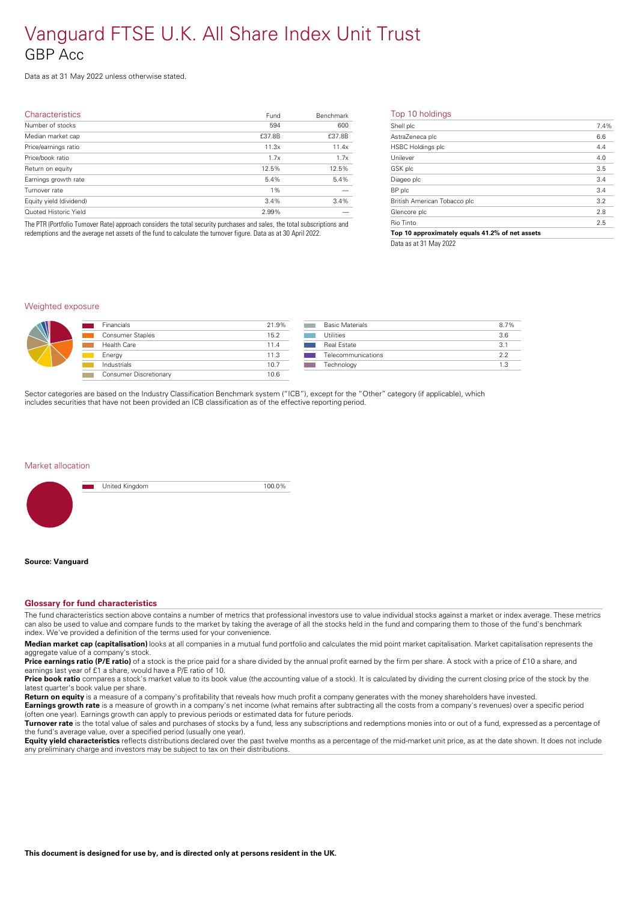# Vanguard FTSE U.K. All Share Index Unit Trust
## GBP Acc

Data as at 31 May 2022 unless otherwise stated.

### Characteristics

| Characteristics | Fund | Benchmark |
|---|---|---|
| Number of stocks | 594 | 600 |
| Median market cap | £37.8B | £37.8B |
| Price/earnings ratio | 11.3x | 11.4x |
| Price/book ratio | 1.7x | 1.7x |
| Return on equity | 12.5% | 12.5% |
| Earnings growth rate | 5.4% | 5.4% |
| Turnover rate | 1% | — |
| Equity yield (dividend) | 3.4% | 3.4% |
| Quoted Historic Yield | 2.99% | — |

The PTR (Portfolio Turnover Rate) approach considers the total security purchases and sales, the total subscriptions and redemptions and the average net assets of the fund to calculate the turnover figure. Data as at 30 April 2022.

### Top 10 holdings

| Holding | % |
|---|---|
| Shell plc | 7.4% |
| AstraZeneca plc | 6.6 |
| HSBC Holdings plc | 4.4 |
| Unilever | 4.0 |
| GSK plc | 3.5 |
| Diageo plc | 3.4 |
| BP plc | 3.4 |
| British American Tobacco plc | 3.2 |
| Glencore plc | 2.8 |
| Rio Tinto | 2.5 |
| **Top 10 approximately equals 41.2% of net assets** | |

Data as at 31 May 2022

### Weighted exposure

| Sector | % |
|---|---|
| Financials | 21.9% |
| Consumer Staples | 15.2 |
| Health Care | 11.4 |
| Energy | 11.3 |
| Industrials | 10.7 |
| Consumer Discretionary | 10.6 |
| Basic Materials | 8.7% |
| Utilities | 3.6 |
| Real Estate | 3.1 |
| Telecommunications | 2.2 |
| Technology | 1.3 |

Sector categories are based on the Industry Classification Benchmark system ("ICB"), except for the "Other" category (if applicable), which includes securities that have not been provided an ICB classification as of the effective reporting period.

### Market allocation

| Market | % |
|---|---|
| United Kingdom | 100.0% |

**Source: Vanguard**

### Glossary for fund characteristics

The fund characteristics section above contains a number of metrics that professional investors use to value individual stocks against a market or index average. These metrics can also be used to value and compare funds to the market by taking the average of all the stocks held in the fund and comparing them to those of the fund's benchmark index. We've provided a definition of the terms used for your convenience.

**Median market cap (capitalisation)** looks at all companies in a mutual fund portfolio and calculates the mid point market capitalisation. Market capitalisation represents the aggregate value of a company's stock.

**Price earnings ratio (P/E ratio)** of a stock is the price paid for a share divided by the annual profit earned by the firm per share. A stock with a price of £10 a share, and earnings last year of £1 a share, would have a P/E ratio of 10.

**Price book ratio** compares a stock's market value to its book value (the accounting value of a stock). It is calculated by dividing the current closing price of the stock by the latest quarter's book value per share.

**Return on equity** is a measure of a company's profitability that reveals how much profit a company generates with the money shareholders have invested.

**Earnings growth rate** is a measure of growth in a company's net income (what remains after subtracting all the costs from a company's revenues) over a specific period (often one year). Earnings growth can apply to previous periods or estimated data for future periods.

**Turnover rate** is the total value of sales and purchases of stocks by a fund, less any subscriptions and redemptions monies into or out of a fund, expressed as a percentage of the fund's average value, over a specified period (usually one year).

**Equity yield characteristics** reflects distributions declared over the past twelve months as a percentage of the mid-market unit price, as at the date shown. It does not include any preliminary charge and investors may be subject to tax on their distributions.

**This document is designed for use by, and is directed only at persons resident in the UK.**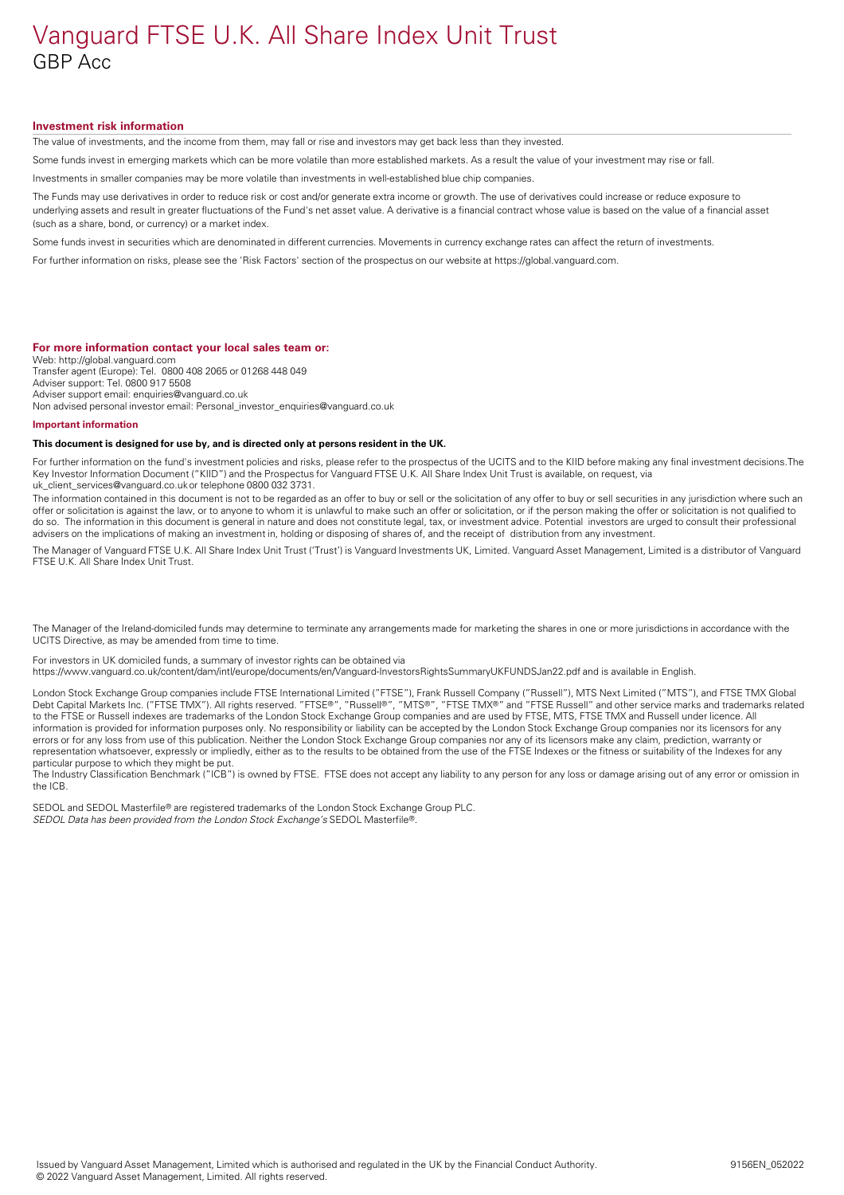# Vanguard FTSE U.K. All Share Index Unit Trust

GBP Acc

## Investment risk information

The value of investments, and the income from them, may fall or rise and investors may get back less than they invested.

Some funds invest in emerging markets which can be more volatile than more established markets. As a result the value of your investment may rise or fall.

Investments in smaller companies may be more volatile than investments in well-established blue chip companies.

The Funds may use derivatives in order to reduce risk or cost and/or generate extra income or growth. The use of derivatives could increase or reduce exposure to underlying assets and result in greater fluctuations of the Fund's net asset value. A derivative is a financial contract whose value is based on the value of a financial asset (such as a share, bond, or currency) or a market index.

Some funds invest in securities which are denominated in different currencies. Movements in currency exchange rates can affect the return of investments.

For further information on risks, please see the 'Risk Factors' section of the prospectus on our website at https://global.vanguard.com.

## For more information contact your local sales team or:

Web: http://global.vanguard.com
Transfer agent (Europe): Tel. 0800 408 2065 or 01268 448 049
Adviser support: Tel. 0800 917 5508
Adviser support email: enquiries@vanguard.co.uk
Non advised personal investor email: Personal_investor_enquiries@vanguard.co.uk

### Important information

**This document is designed for use by, and is directed only at persons resident in the UK.**

For further information on the fund's investment policies and risks, please refer to the prospectus of the UCITS and to the KIID before making any final investment decisions.The Key Investor Information Document ("KIID") and the Prospectus for Vanguard FTSE U.K. All Share Index Unit Trust is available, on request, via uk_client_services@vanguard.co.uk or telephone 0800 032 3731.

The information contained in this document is not to be regarded as an offer to buy or sell or the solicitation of any offer to buy or sell securities in any jurisdiction where such an offer or solicitation is against the law, or to anyone to whom it is unlawful to make such an offer or solicitation, or if the person making the offer or solicitation is not qualified to do so. The information in this document is general in nature and does not constitute legal, tax, or investment advice. Potential investors are urged to consult their professional advisers on the implications of making an investment in, holding or disposing of shares of, and the receipt of distribution from any investment.

The Manager of Vanguard FTSE U.K. All Share Index Unit Trust ('Trust') is Vanguard Investments UK, Limited. Vanguard Asset Management, Limited is a distributor of Vanguard FTSE U.K. All Share Index Unit Trust.

The Manager of the Ireland-domiciled funds may determine to terminate any arrangements made for marketing the shares in one or more jurisdictions in accordance with the UCITS Directive, as may be amended from time to time.

For investors in UK domiciled funds, a summary of investor rights can be obtained via https://www.vanguard.co.uk/content/dam/intl/europe/documents/en/Vanguard-InvestorsRightsSummaryUKFUNDSJan22.pdf and is available in English.

London Stock Exchange Group companies include FTSE International Limited ("FTSE"), Frank Russell Company ("Russell"), MTS Next Limited ("MTS"), and FTSE TMX Global Debt Capital Markets Inc. ("FTSE TMX"). All rights reserved. "FTSE®", "Russell®", "MTS®", "FTSE TMX®" and "FTSE Russell" and other service marks and trademarks related to the FTSE or Russell indexes are trademarks of the London Stock Exchange Group companies and are used by FTSE, MTS, FTSE TMX and Russell under licence. All information is provided for information purposes only. No responsibility or liability can be accepted by the London Stock Exchange Group companies nor its licensors for any errors or for any loss from use of this publication. Neither the London Stock Exchange Group companies nor any of its licensors make any claim, prediction, warranty or representation whatsoever, expressly or impliedly, either as to the results to be obtained from the use of the FTSE Indexes or the fitness or suitability of the Indexes for any particular purpose to which they might be put.
The Industry Classification Benchmark ("ICB") is owned by FTSE. FTSE does not accept any liability to any person for any loss or damage arising out of any error or omission in the ICB.

SEDOL and SEDOL Masterfile® are registered trademarks of the London Stock Exchange Group PLC.
*SEDOL Data has been provided from the London Stock Exchange's* SEDOL Masterfile®.

Issued by Vanguard Asset Management, Limited which is authorised and regulated in the UK by the Financial Conduct Authority.
© 2022 Vanguard Asset Management, Limited. All rights reserved.

9156EN_052022